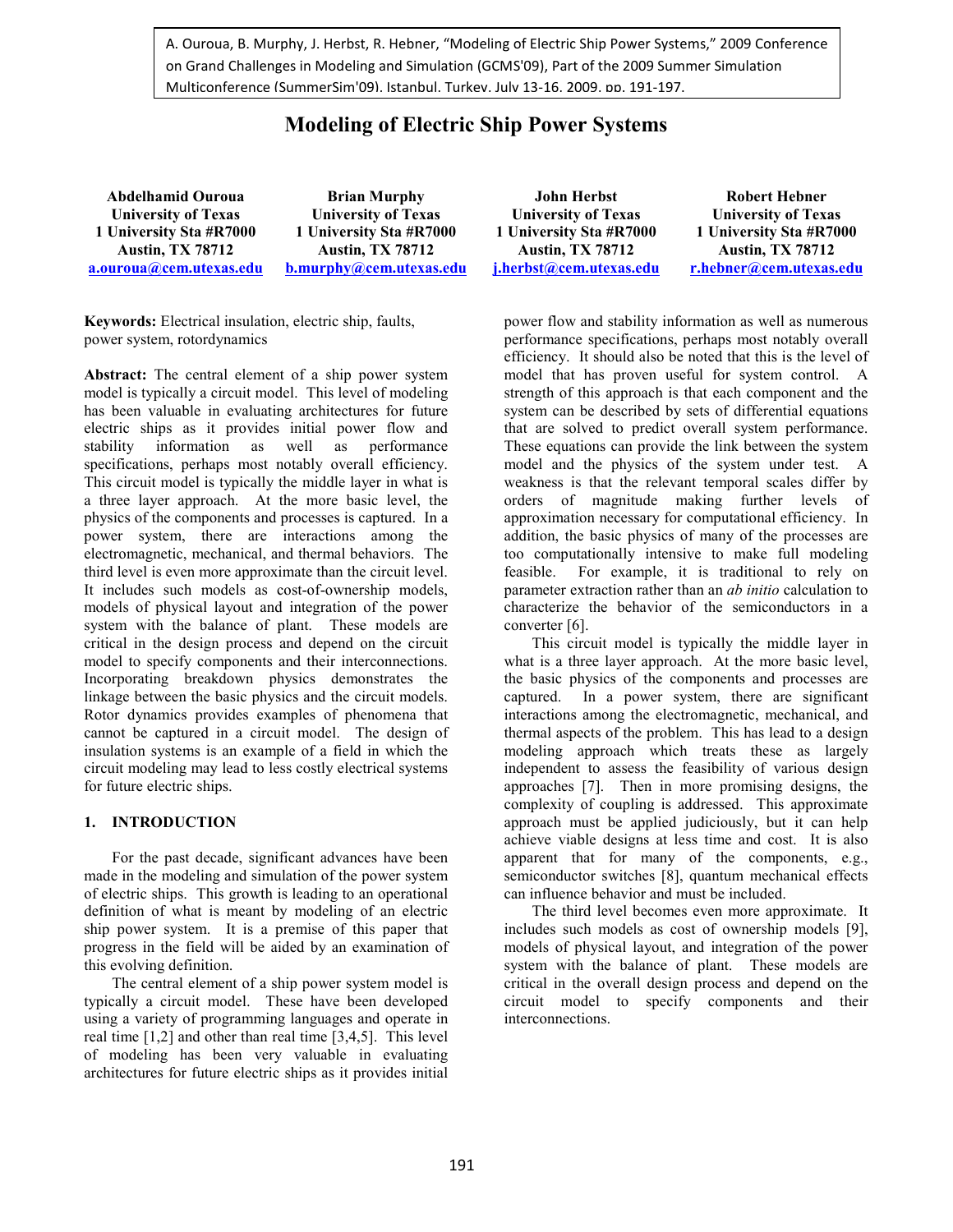A. Ouroua, B. Murphy, J. Herbst, R. Hebner, "Modeling of Electric Ship Power Systems," 2009 Conference on Grand Challenges in Modeling and Simulation (GCMS'09), Part of the 2009 Summer Simulation Multiconference (SummerSim'09), Istanbul, Turkey, July 13-16, 2009, pp. 191-197.

# Modeling of Electric Ship Power Systems

| Abdelhamid Ouroua | Brian Murphy | John Herbst | Robert Hebner |
|---|---|---|---|
| University of Texas | University of Texas | University of Texas | University of Texas |
| 1 University Sta #R7000 | 1 University Sta #R7000 | 1 University Sta #R7000 | 1 University Sta #R7000 |
| Austin, TX 78712 | Austin, TX 78712 | Austin, TX 78712 | Austin, TX 78712 |
| a.ouroua@cem.utexas.edu | b.murphy@cem.utexas.edu | j.herbst@cem.utexas.edu | r.hebner@cem.utexas.edu |

**Keywords:** Electrical insulation, electric ship, faults, power system, rotordynamics

**Abstract:** The central element of a ship power system model is typically a circuit model. This level of modeling has been valuable in evaluating architectures for future electric ships as it provides initial power flow and stability information as well as performance specifications, perhaps most notably overall efficiency. This circuit model is typically the middle layer in what is a three layer approach. At the more basic level, the physics of the components and processes is captured. In a power system, there are interactions among the electromagnetic, mechanical, and thermal behaviors. The third level is even more approximate than the circuit level. It includes such models as cost-of-ownership models, models of physical layout and integration of the power system with the balance of plant. These models are critical in the design process and depend on the circuit model to specify components and their interconnections. Incorporating breakdown physics demonstrates the linkage between the basic physics and the circuit models. Rotor dynamics provides examples of phenomena that cannot be captured in a circuit model. The design of insulation systems is an example of a field in which the circuit modeling may lead to less costly electrical systems for future electric ships.

## 1. INTRODUCTION

For the past decade, significant advances have been made in the modeling and simulation of the power system of electric ships. This growth is leading to an operational definition of what is meant by modeling of an electric ship power system. It is a premise of this paper that progress in the field will be aided by an examination of this evolving definition.

The central element of a ship power system model is typically a circuit model. These have been developed using a variety of programming languages and operate in real time [1,2] and other than real time [3,4,5]. This level of modeling has been very valuable in evaluating architectures for future electric ships as it provides initial power flow and stability information as well as numerous performance specifications, perhaps most notably overall efficiency. It should also be noted that this is the level of model that has proven useful for system control. A strength of this approach is that each component and the system can be described by sets of differential equations that are solved to predict overall system performance. These equations can provide the link between the system model and the physics of the system under test. A weakness is that the relevant temporal scales differ by orders of magnitude making further levels of approximation necessary for computational efficiency. In addition, the basic physics of many of the processes are too computationally intensive to make full modeling feasible. For example, it is traditional to rely on parameter extraction rather than an *ab initio* calculation to characterize the behavior of the semiconductors in a converter [6].

This circuit model is typically the middle layer in what is a three layer approach. At the more basic level, the basic physics of the components and processes are captured. In a power system, there are significant interactions among the electromagnetic, mechanical, and thermal aspects of the problem. This has lead to a design modeling approach which treats these as largely independent to assess the feasibility of various design approaches [7]. Then in more promising designs, the complexity of coupling is addressed. This approximate approach must be applied judiciously, but it can help achieve viable designs at less time and cost. It is also apparent that for many of the components, e.g., semiconductor switches [8], quantum mechanical effects can influence behavior and must be included.

The third level becomes even more approximate. It includes such models as cost of ownership models [9], models of physical layout, and integration of the power system with the balance of plant. These models are critical in the overall design process and depend on the circuit model to specify components and their interconnections.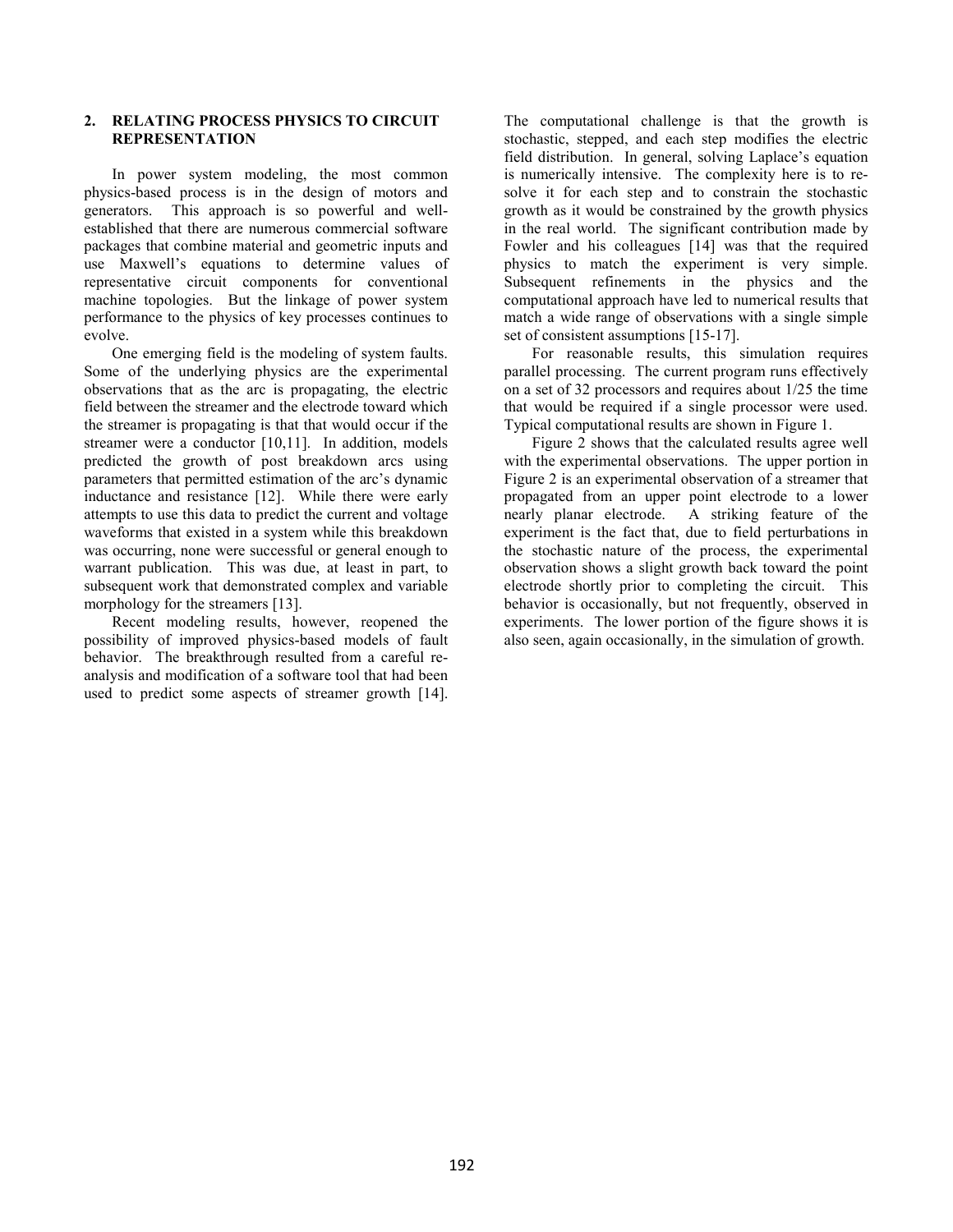## 2. RELATING PROCESS PHYSICS TO CIRCUIT REPRESENTATION

In power system modeling, the most common physics-based process is in the design of motors and generators. This approach is so powerful and well-established that there are numerous commercial software packages that combine material and geometric inputs and use Maxwell's equations to determine values of representative circuit components for conventional machine topologies. But the linkage of power system performance to the physics of key processes continues to evolve.

One emerging field is the modeling of system faults. Some of the underlying physics are the experimental observations that as the arc is propagating, the electric field between the streamer and the electrode toward which the streamer is propagating is that that would occur if the streamer were a conductor [10,11]. In addition, models predicted the growth of post breakdown arcs using parameters that permitted estimation of the arc's dynamic inductance and resistance [12]. While there were early attempts to use this data to predict the current and voltage waveforms that existed in a system while this breakdown was occurring, none were successful or general enough to warrant publication. This was due, at least in part, to subsequent work that demonstrated complex and variable morphology for the streamers [13].

Recent modeling results, however, reopened the possibility of improved physics-based models of fault behavior. The breakthrough resulted from a careful re-analysis and modification of a software tool that had been used to predict some aspects of streamer growth [14]. The computational challenge is that the growth is stochastic, stepped, and each step modifies the electric field distribution. In general, solving Laplace's equation is numerically intensive. The complexity here is to re-solve it for each step and to constrain the stochastic growth as it would be constrained by the growth physics in the real world. The significant contribution made by Fowler and his colleagues [14] was that the required physics to match the experiment is very simple. Subsequent refinements in the physics and the computational approach have led to numerical results that match a wide range of observations with a single simple set of consistent assumptions [15-17].

For reasonable results, this simulation requires parallel processing. The current program runs effectively on a set of 32 processors and requires about 1/25 the time that would be required if a single processor were used. Typical computational results are shown in Figure 1.

Figure 2 shows that the calculated results agree well with the experimental observations. The upper portion in Figure 2 is an experimental observation of a streamer that propagated from an upper point electrode to a lower nearly planar electrode. A striking feature of the experiment is the fact that, due to field perturbations in the stochastic nature of the process, the experimental observation shows a slight growth back toward the point electrode shortly prior to completing the circuit. This behavior is occasionally, but not frequently, observed in experiments. The lower portion of the figure shows it is also seen, again occasionally, in the simulation of growth.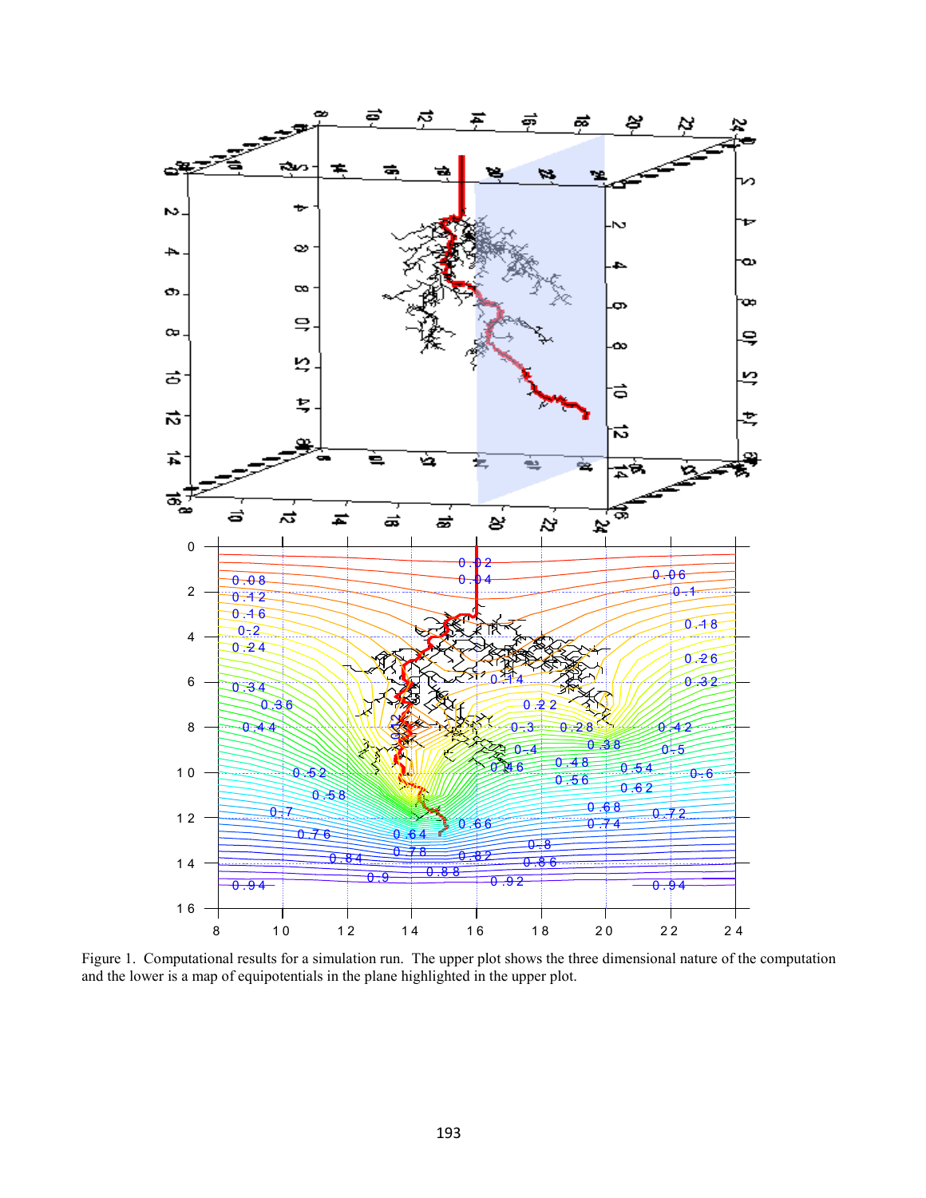Figure 1. Computational results for a simulation run. The upper plot shows the three dimensional nature of the computation and the lower is a map of equipotentials in the plane highlighted in the upper plot.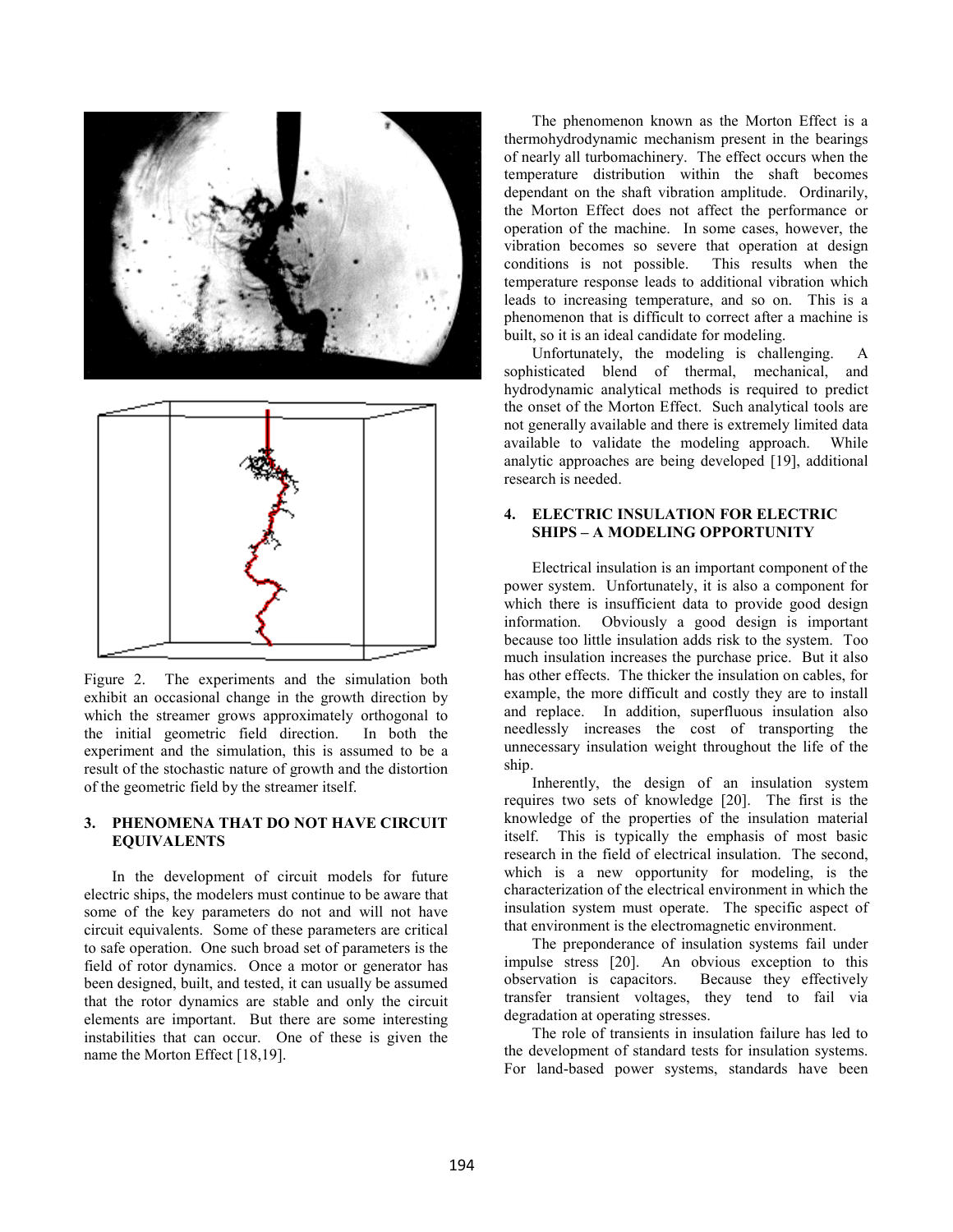Figure 2. The experiments and the simulation both exhibit an occasional change in the growth direction by which the streamer grows approximately orthogonal to the initial geometric field direction. In both the experiment and the simulation, this is assumed to be a result of the stochastic nature of growth and the distortion of the geometric field by the streamer itself.

## 3. PHENOMENA THAT DO NOT HAVE CIRCUIT EQUIVALENTS

In the development of circuit models for future electric ships, the modelers must continue to be aware that some of the key parameters do not and will not have circuit equivalents. Some of these parameters are critical to safe operation. One such broad set of parameters is the field of rotor dynamics. Once a motor or generator has been designed, built, and tested, it can usually be assumed that the rotor dynamics are stable and only the circuit elements are important. But there are some interesting instabilities that can occur. One of these is given the name the Morton Effect [18,19].

The phenomenon known as the Morton Effect is a thermohydrodynamic mechanism present in the bearings of nearly all turbomachinery. The effect occurs when the temperature distribution within the shaft becomes dependant on the shaft vibration amplitude. Ordinarily, the Morton Effect does not affect the performance or operation of the machine. In some cases, however, the vibration becomes so severe that operation at design conditions is not possible. This results when the temperature response leads to additional vibration which leads to increasing temperature, and so on. This is a phenomenon that is difficult to correct after a machine is built, so it is an ideal candidate for modeling.

Unfortunately, the modeling is challenging. A sophisticated blend of thermal, mechanical, and hydrodynamic analytical methods is required to predict the onset of the Morton Effect. Such analytical tools are not generally available and there is extremely limited data available to validate the modeling approach. While analytic approaches are being developed [19], additional research is needed.

## 4. ELECTRIC INSULATION FOR ELECTRIC SHIPS – A MODELING OPPORTUNITY

Electrical insulation is an important component of the power system. Unfortunately, it is also a component for which there is insufficient data to provide good design information. Obviously a good design is important because too little insulation adds risk to the system. Too much insulation increases the purchase price. But it also has other effects. The thicker the insulation on cables, for example, the more difficult and costly they are to install and replace. In addition, superfluous insulation also needlessly increases the cost of transporting the unnecessary insulation weight throughout the life of the ship.

Inherently, the design of an insulation system requires two sets of knowledge [20]. The first is the knowledge of the properties of the insulation material itself. This is typically the emphasis of most basic research in the field of electrical insulation. The second, which is a new opportunity for modeling, is the characterization of the electrical environment in which the insulation system must operate. The specific aspect of that environment is the electromagnetic environment.

The preponderance of insulation systems fail under impulse stress [20]. An obvious exception to this observation is capacitors. Because they effectively transfer transient voltages, they tend to fail via degradation at operating stresses.

The role of transients in insulation failure has led to the development of standard tests for insulation systems. For land-based power systems, standards have been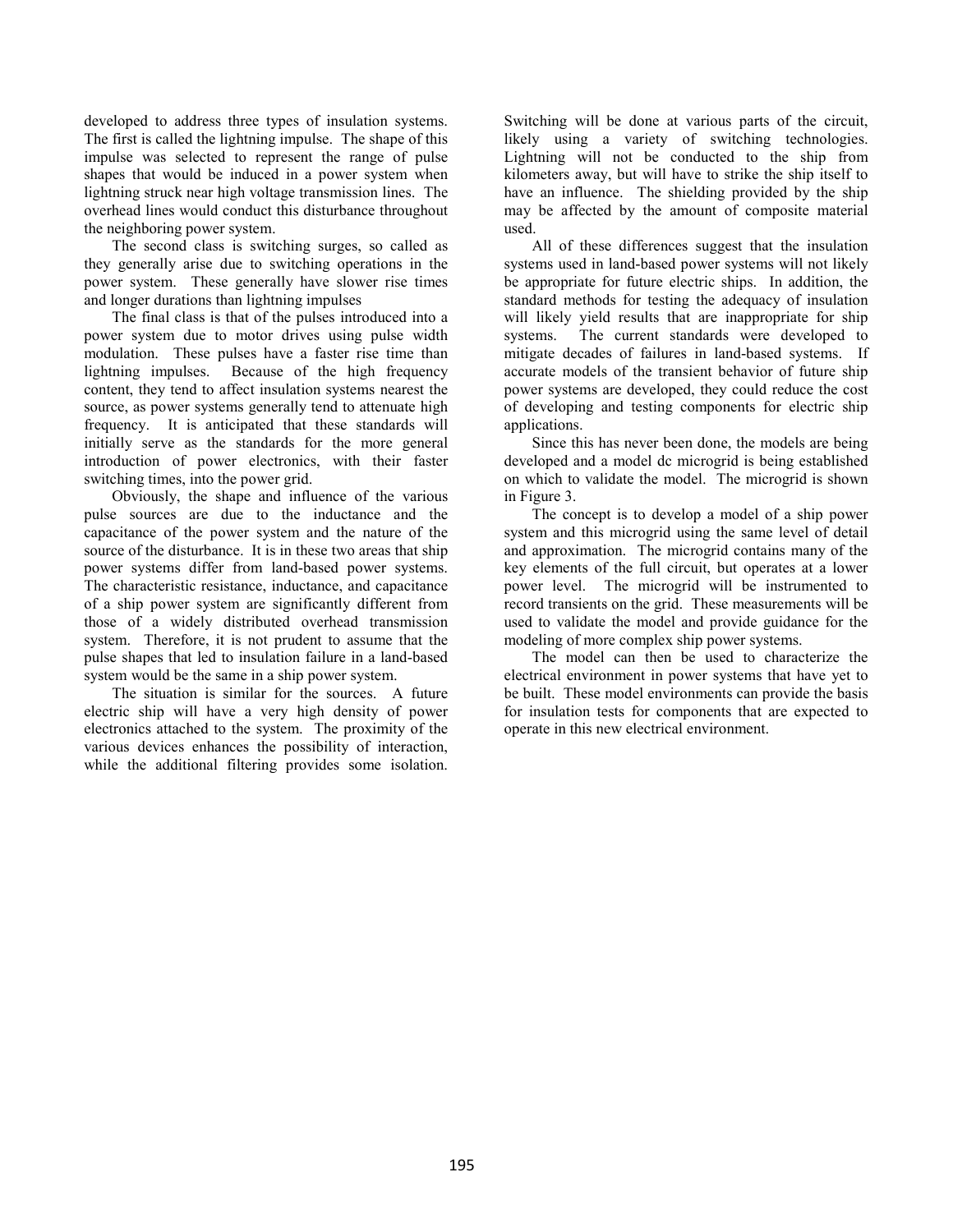developed to address three types of insulation systems. The first is called the lightning impulse. The shape of this impulse was selected to represent the range of pulse shapes that would be induced in a power system when lightning struck near high voltage transmission lines. The overhead lines would conduct this disturbance throughout the neighboring power system.

The second class is switching surges, so called as they generally arise due to switching operations in the power system. These generally have slower rise times and longer durations than lightning impulses

The final class is that of the pulses introduced into a power system due to motor drives using pulse width modulation. These pulses have a faster rise time than lightning impulses. Because of the high frequency content, they tend to affect insulation systems nearest the source, as power systems generally tend to attenuate high frequency. It is anticipated that these standards will initially serve as the standards for the more general introduction of power electronics, with their faster switching times, into the power grid.

Obviously, the shape and influence of the various pulse sources are due to the inductance and the capacitance of the power system and the nature of the source of the disturbance. It is in these two areas that ship power systems differ from land-based power systems. The characteristic resistance, inductance, and capacitance of a ship power system are significantly different from those of a widely distributed overhead transmission system. Therefore, it is not prudent to assume that the pulse shapes that led to insulation failure in a land-based system would be the same in a ship power system.

The situation is similar for the sources. A future electric ship will have a very high density of power electronics attached to the system. The proximity of the various devices enhances the possibility of interaction, while the additional filtering provides some isolation. Switching will be done at various parts of the circuit, likely using a variety of switching technologies. Lightning will not be conducted to the ship from kilometers away, but will have to strike the ship itself to have an influence. The shielding provided by the ship may be affected by the amount of composite material used.

All of these differences suggest that the insulation systems used in land-based power systems will not likely be appropriate for future electric ships. In addition, the standard methods for testing the adequacy of insulation will likely yield results that are inappropriate for ship systems. The current standards were developed to mitigate decades of failures in land-based systems. If accurate models of the transient behavior of future ship power systems are developed, they could reduce the cost of developing and testing components for electric ship applications.

Since this has never been done, the models are being developed and a model dc microgrid is being established on which to validate the model. The microgrid is shown in Figure 3.

The concept is to develop a model of a ship power system and this microgrid using the same level of detail and approximation. The microgrid contains many of the key elements of the full circuit, but operates at a lower power level. The microgrid will be instrumented to record transients on the grid. These measurements will be used to validate the model and provide guidance for the modeling of more complex ship power systems.

The model can then be used to characterize the electrical environment in power systems that have yet to be built. These model environments can provide the basis for insulation tests for components that are expected to operate in this new electrical environment.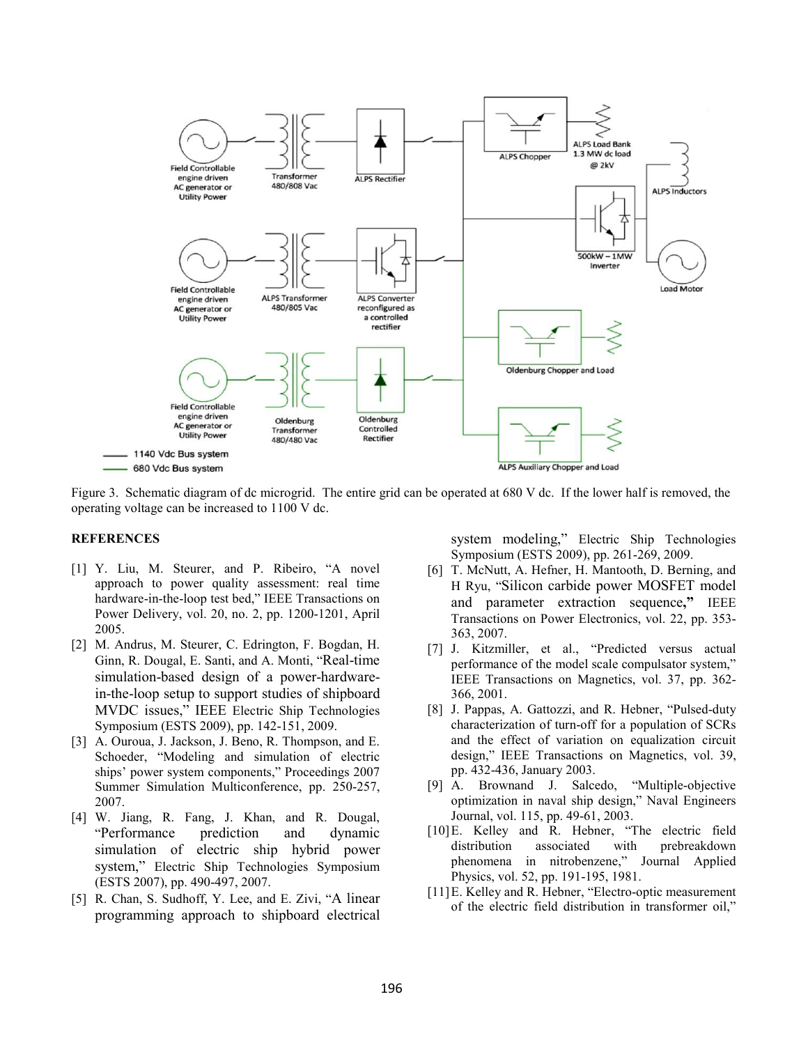Figure 3. Schematic diagram of dc microgrid. The entire grid can be operated at 680 V dc. If the lower half is removed, the operating voltage can be increased to 1100 V dc.

## REFERENCES

[1] Y. Liu, M. Steurer, and P. Ribeiro, "A novel approach to power quality assessment: real time hardware-in-the-loop test bed," IEEE Transactions on Power Delivery, vol. 20, no. 2, pp. 1200-1201, April 2005.

[2] M. Andrus, M. Steurer, C. Edrington, F. Bogdan, H. Ginn, R. Dougal, E. Santi, and A. Monti, "Real-time simulation-based design of a power-hardware-in-the-loop setup to support studies of shipboard MVDC issues," IEEE Electric Ship Technologies Symposium (ESTS 2009), pp. 142-151, 2009.

[3] A. Ouroua, J. Jackson, J. Beno, R. Thompson, and E. Schoeder, "Modeling and simulation of electric ships' power system components," Proceedings 2007 Summer Simulation Multiconference, pp. 250-257, 2007.

[4] W. Jiang, R. Fang, J. Khan, and R. Dougal, "Performance prediction and dynamic simulation of electric ship hybrid power system," Electric Ship Technologies Symposium (ESTS 2007), pp. 490-497, 2007.

[5] R. Chan, S. Sudhoff, Y. Lee, and E. Zivi, "A linear programming approach to shipboard electrical system modeling," Electric Ship Technologies Symposium (ESTS 2009), pp. 261-269, 2009.

[6] T. McNutt, A. Hefner, H. Mantooth, D. Berning, and H Ryu, "Silicon carbide power MOSFET model and parameter extraction sequence," IEEE Transactions on Power Electronics, vol. 22, pp. 353-363, 2007.

[7] J. Kitzmiller, et al., "Predicted versus actual performance of the model scale compulsator system," IEEE Transactions on Magnetics, vol. 37, pp. 362-366, 2001.

[8] J. Pappas, A. Gattozzi, and R. Hebner, "Pulsed-duty characterization of turn-off for a population of SCRs and the effect of variation on equalization circuit design," IEEE Transactions on Magnetics, vol. 39, pp. 432-436, January 2003.

[9] A. Brownand J. Salcedo, "Multiple-objective optimization in naval ship design," Naval Engineers Journal, vol. 115, pp. 49-61, 2003.

[10] E. Kelley and R. Hebner, "The electric field distribution associated with prebreakdown phenomena in nitrobenzene," Journal Applied Physics, vol. 52, pp. 191-195, 1981.

[11] E. Kelley and R. Hebner, "Electro-optic measurement of the electric field distribution in transformer oil,"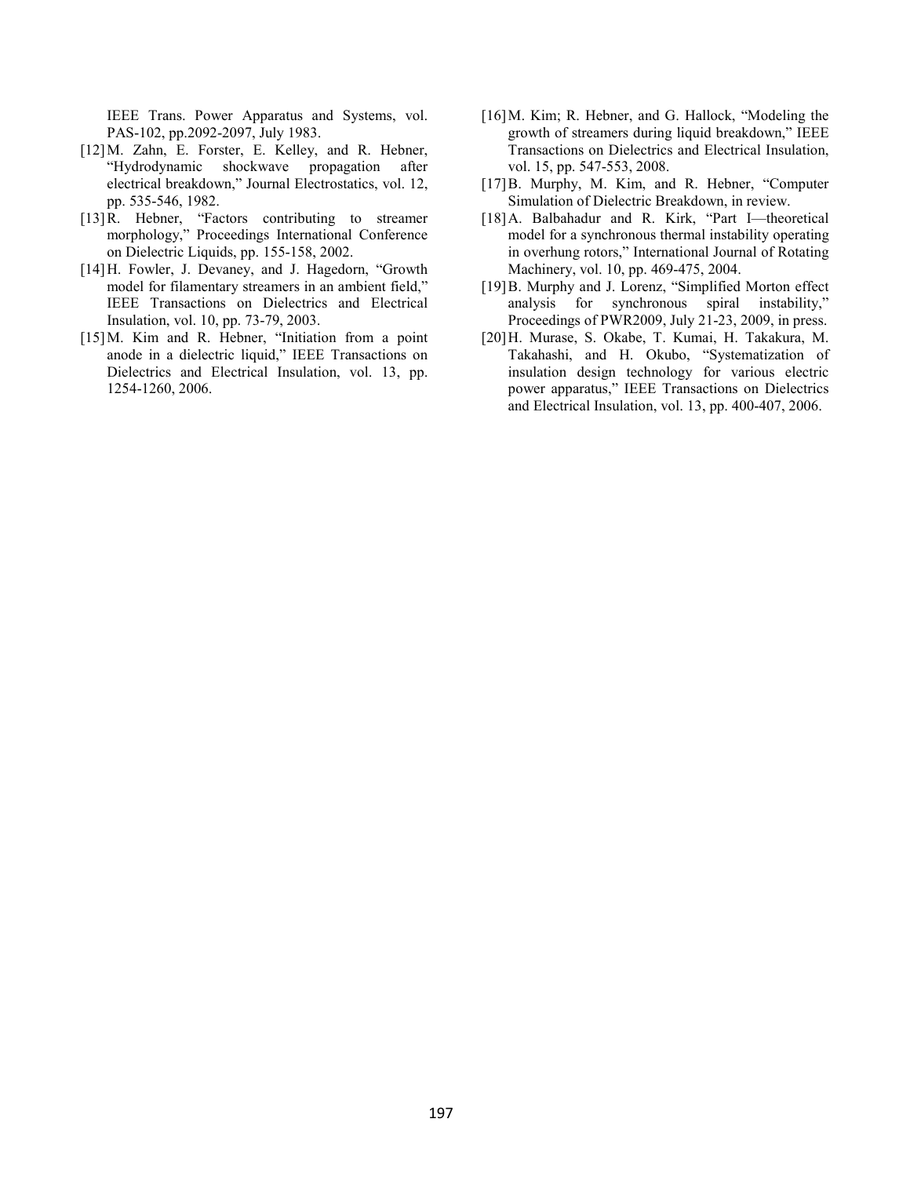IEEE Trans. Power Apparatus and Systems, vol. PAS-102, pp.2092-2097, July 1983.

[12] M. Zahn, E. Forster, E. Kelley, and R. Hebner, "Hydrodynamic shockwave propagation after electrical breakdown," Journal Electrostatics, vol. 12, pp. 535-546, 1982.

[13] R. Hebner, "Factors contributing to streamer morphology," Proceedings International Conference on Dielectric Liquids, pp. 155-158, 2002.

[14] H. Fowler, J. Devaney, and J. Hagedorn, "Growth model for filamentary streamers in an ambient field," IEEE Transactions on Dielectrics and Electrical Insulation, vol. 10, pp. 73-79, 2003.

[15] M. Kim and R. Hebner, "Initiation from a point anode in a dielectric liquid," IEEE Transactions on Dielectrics and Electrical Insulation, vol. 13, pp. 1254-1260, 2006.

[16] M. Kim; R. Hebner, and G. Hallock, "Modeling the growth of streamers during liquid breakdown," IEEE Transactions on Dielectrics and Electrical Insulation, vol. 15, pp. 547-553, 2008.

[17] B. Murphy, M. Kim, and R. Hebner, "Computer Simulation of Dielectric Breakdown, in review.

[18] A. Balbahadur and R. Kirk, "Part I—theoretical model for a synchronous thermal instability operating in overhung rotors," International Journal of Rotating Machinery, vol. 10, pp. 469-475, 2004.

[19] B. Murphy and J. Lorenz, "Simplified Morton effect analysis for synchronous spiral instability," Proceedings of PWR2009, July 21-23, 2009, in press.

[20] H. Murase, S. Okabe, T. Kumai, H. Takakura, M. Takahashi, and H. Okubo, "Systematization of insulation design technology for various electric power apparatus," IEEE Transactions on Dielectrics and Electrical Insulation, vol. 13, pp. 400-407, 2006.